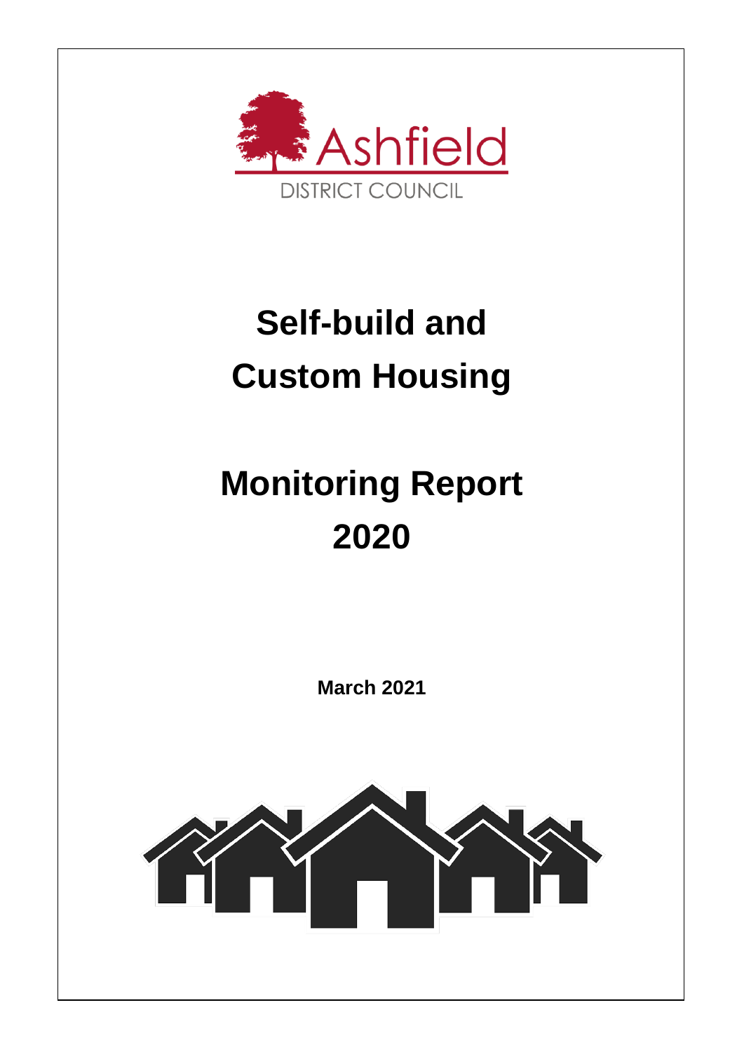Ashfield

DISTRICT COUNCIL

# Self-build and Custom Housing

# Monitoring Report 2020

**March 2021**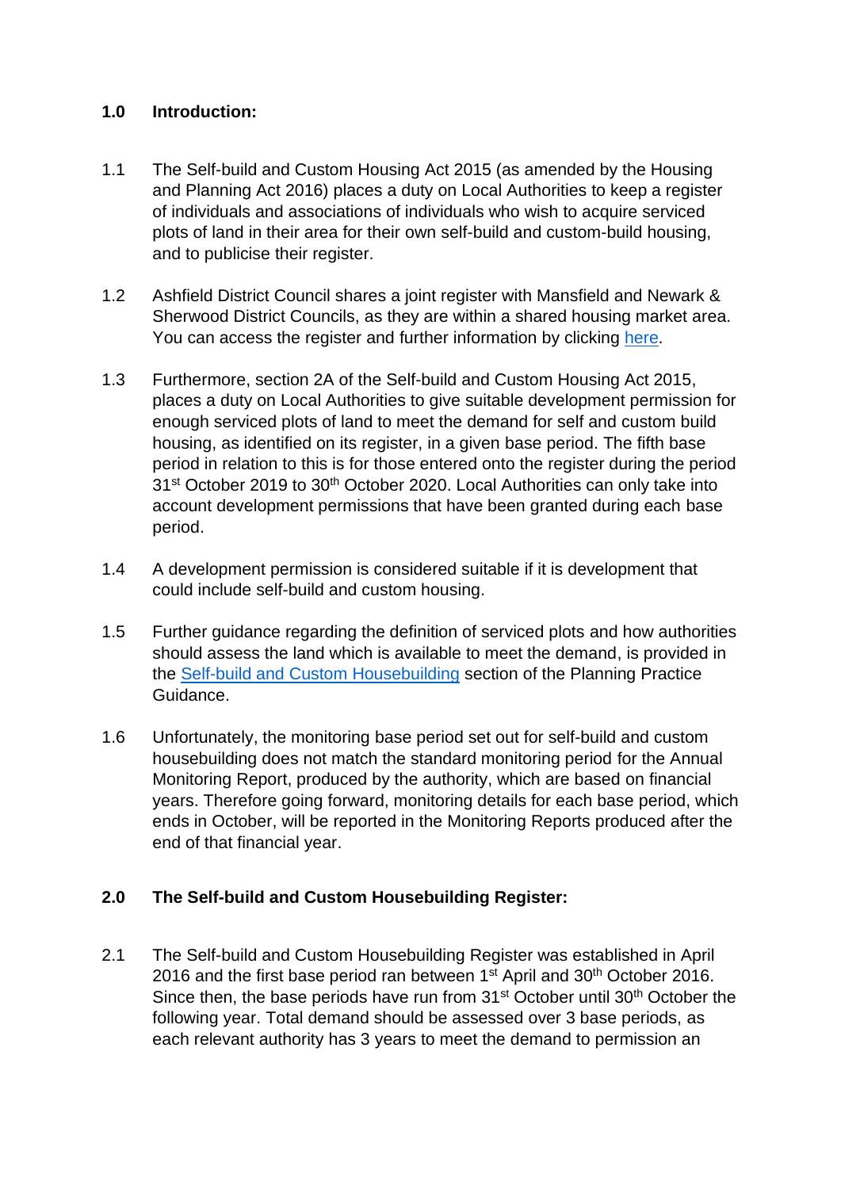## 1.0 Introduction:

1.1 The Self-build and Custom Housing Act 2015 (as amended by the Housing and Planning Act 2016) places a duty on Local Authorities to keep a register of individuals and associations of individuals who wish to acquire serviced plots of land in their area for their own self-build and custom-build housing, and to publicise their register.

1.2 Ashfield District Council shares a joint register with Mansfield and Newark & Sherwood District Councils, as they are within a shared housing market area. You can access the register and further information by clicking here.

1.3 Furthermore, section 2A of the Self-build and Custom Housing Act 2015, places a duty on Local Authorities to give suitable development permission for enough serviced plots of land to meet the demand for self and custom build housing, as identified on its register, in a given base period. The fifth base period in relation to this is for those entered onto the register during the period 31st October 2019 to 30th October 2020. Local Authorities can only take into account development permissions that have been granted during each base period.

1.4 A development permission is considered suitable if it is development that could include self-build and custom housing.

1.5 Further guidance regarding the definition of serviced plots and how authorities should assess the land which is available to meet the demand, is provided in the Self-build and Custom Housebuilding section of the Planning Practice Guidance.

1.6 Unfortunately, the monitoring base period set out for self-build and custom housebuilding does not match the standard monitoring period for the Annual Monitoring Report, produced by the authority, which are based on financial years. Therefore going forward, monitoring details for each base period, which ends in October, will be reported in the Monitoring Reports produced after the end of that financial year.

## 2.0 The Self-build and Custom Housebuilding Register:

2.1 The Self-build and Custom Housebuilding Register was established in April 2016 and the first base period ran between 1st April and 30th October 2016. Since then, the base periods have run from 31st October until 30th October the following year. Total demand should be assessed over 3 base periods, as each relevant authority has 3 years to meet the demand to permission an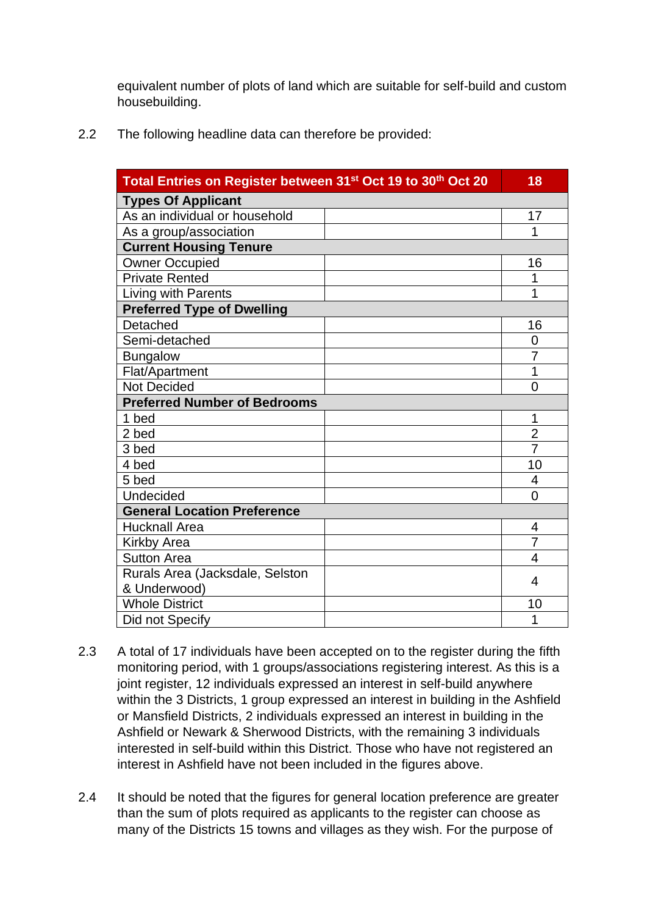equivalent number of plots of land which are suitable for self-build and custom housebuilding.

2.2 The following headline data can therefore be provided:

| Total Entries on Register between 31st Oct 19 to 30th Oct 20 | | 18 |
|---|---|---|
| **Types Of Applicant** | | |
| As an individual or household | | 17 |
| As a group/association | | 1 |
| **Current Housing Tenure** | | |
| Owner Occupied | | 16 |
| Private Rented | | 1 |
| Living with Parents | | 1 |
| **Preferred Type of Dwelling** | | |
| Detached | | 16 |
| Semi-detached | | 0 |
| Bungalow | | 7 |
| Flat/Apartment | | 1 |
| Not Decided | | 0 |
| **Preferred Number of Bedrooms** | | |
| 1 bed | | 1 |
| 2 bed | | 2 |
| 3 bed | | 7 |
| 4 bed | | 10 |
| 5 bed | | 4 |
| Undecided | | 0 |
| **General Location Preference** | | |
| Hucknall Area | | 4 |
| Kirkby Area | | 7 |
| Sutton Area | | 4 |
| Rurals Area (Jacksdale, Selston & Underwood) | | 4 |
| Whole District | | 10 |
| Did not Specify | | 1 |

2.3 A total of 17 individuals have been accepted on to the register during the fifth monitoring period, with 1 groups/associations registering interest. As this is a joint register, 12 individuals expressed an interest in self-build anywhere within the 3 Districts, 1 group expressed an interest in building in the Ashfield or Mansfield Districts, 2 individuals expressed an interest in building in the Ashfield or Newark & Sherwood Districts, with the remaining 3 individuals interested in self-build within this District. Those who have not registered an interest in Ashfield have not been included in the figures above.

2.4 It should be noted that the figures for general location preference are greater than the sum of plots required as applicants to the register can choose as many of the Districts 15 towns and villages as they wish. For the purpose of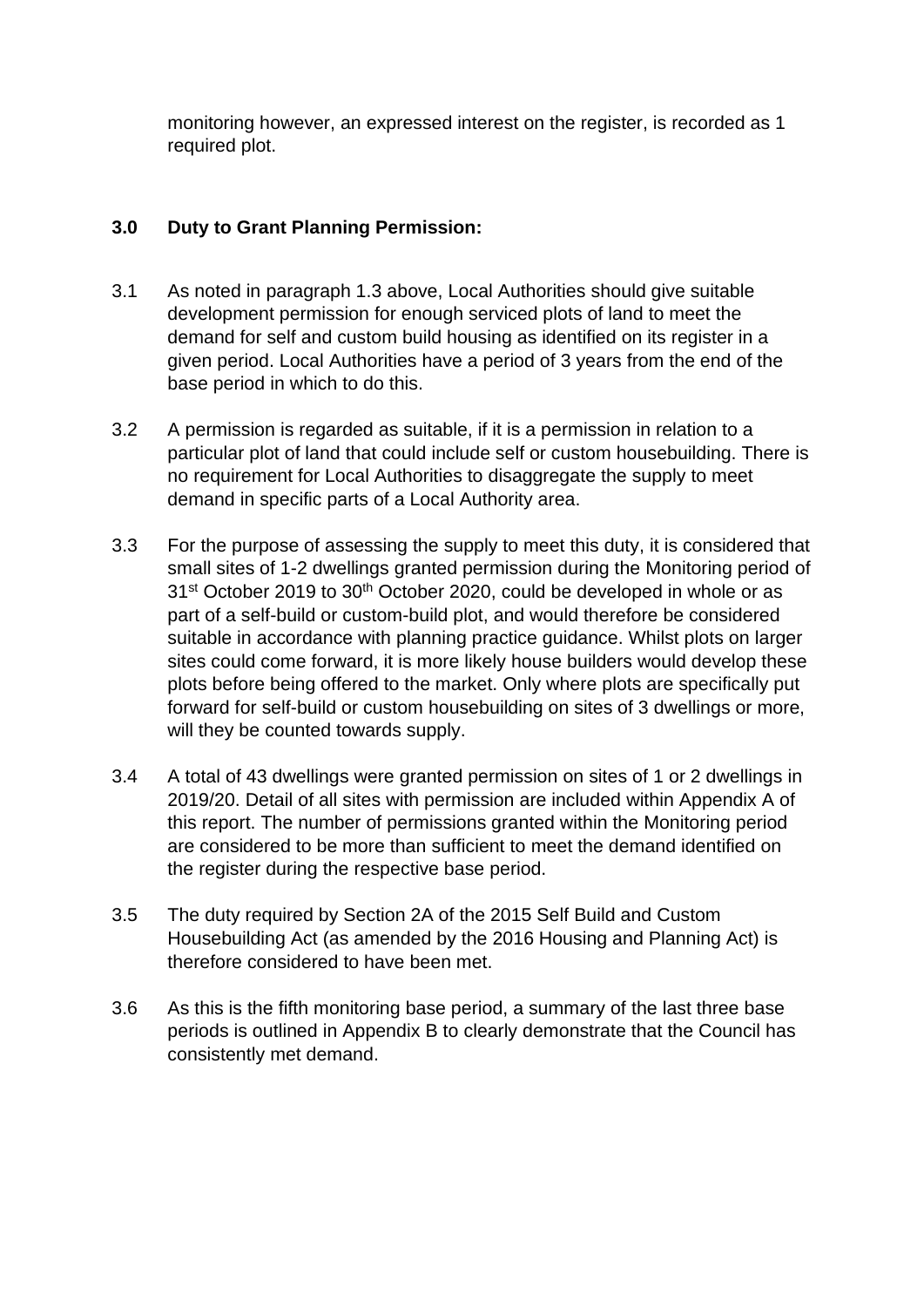monitoring however, an expressed interest on the register, is recorded as 1 required plot.

## 3.0 Duty to Grant Planning Permission:

3.1 As noted in paragraph 1.3 above, Local Authorities should give suitable development permission for enough serviced plots of land to meet the demand for self and custom build housing as identified on its register in a given period. Local Authorities have a period of 3 years from the end of the base period in which to do this.

3.2 A permission is regarded as suitable, if it is a permission in relation to a particular plot of land that could include self or custom housebuilding. There is no requirement for Local Authorities to disaggregate the supply to meet demand in specific parts of a Local Authority area.

3.3 For the purpose of assessing the supply to meet this duty, it is considered that small sites of 1-2 dwellings granted permission during the Monitoring period of 31st October 2019 to 30th October 2020, could be developed in whole or as part of a self-build or custom-build plot, and would therefore be considered suitable in accordance with planning practice guidance. Whilst plots on larger sites could come forward, it is more likely house builders would develop these plots before being offered to the market. Only where plots are specifically put forward for self-build or custom housebuilding on sites of 3 dwellings or more, will they be counted towards supply.

3.4 A total of 43 dwellings were granted permission on sites of 1 or 2 dwellings in 2019/20. Detail of all sites with permission are included within Appendix A of this report. The number of permissions granted within the Monitoring period are considered to be more than sufficient to meet the demand identified on the register during the respective base period.

3.5 The duty required by Section 2A of the 2015 Self Build and Custom Housebuilding Act (as amended by the 2016 Housing and Planning Act) is therefore considered to have been met.

3.6 As this is the fifth monitoring base period, a summary of the last three base periods is outlined in Appendix B to clearly demonstrate that the Council has consistently met demand.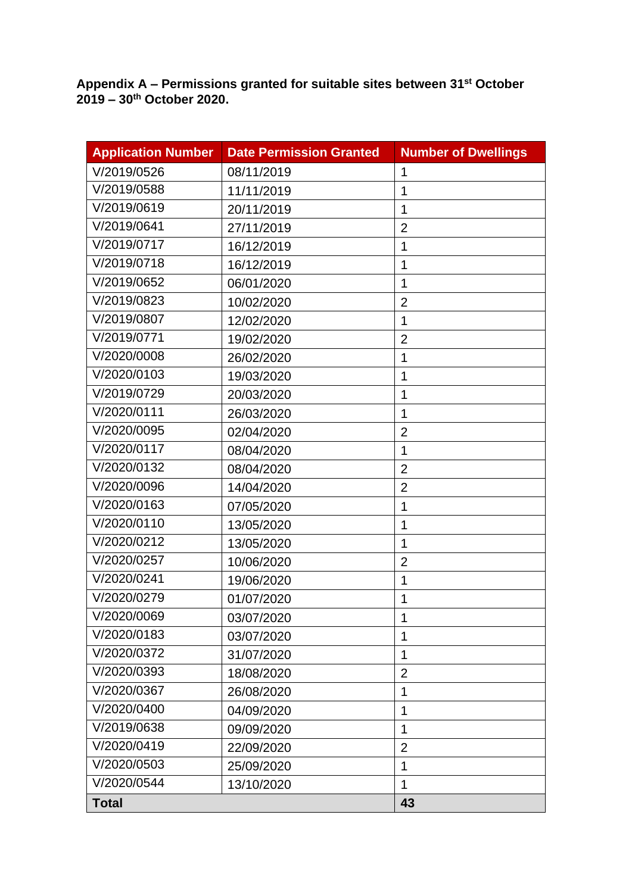**Appendix A – Permissions granted for suitable sites between 31st October 2019 – 30th October 2020.**

| Application Number | Date Permission Granted | Number of Dwellings |
|---|---|---|
| V/2019/0526 | 08/11/2019 | 1 |
| V/2019/0588 | 11/11/2019 | 1 |
| V/2019/0619 | 20/11/2019 | 1 |
| V/2019/0641 | 27/11/2019 | 2 |
| V/2019/0717 | 16/12/2019 | 1 |
| V/2019/0718 | 16/12/2019 | 1 |
| V/2019/0652 | 06/01/2020 | 1 |
| V/2019/0823 | 10/02/2020 | 2 |
| V/2019/0807 | 12/02/2020 | 1 |
| V/2019/0771 | 19/02/2020 | 2 |
| V/2020/0008 | 26/02/2020 | 1 |
| V/2020/0103 | 19/03/2020 | 1 |
| V/2019/0729 | 20/03/2020 | 1 |
| V/2020/0111 | 26/03/2020 | 1 |
| V/2020/0095 | 02/04/2020 | 2 |
| V/2020/0117 | 08/04/2020 | 1 |
| V/2020/0132 | 08/04/2020 | 2 |
| V/2020/0096 | 14/04/2020 | 2 |
| V/2020/0163 | 07/05/2020 | 1 |
| V/2020/0110 | 13/05/2020 | 1 |
| V/2020/0212 | 13/05/2020 | 1 |
| V/2020/0257 | 10/06/2020 | 2 |
| V/2020/0241 | 19/06/2020 | 1 |
| V/2020/0279 | 01/07/2020 | 1 |
| V/2020/0069 | 03/07/2020 | 1 |
| V/2020/0183 | 03/07/2020 | 1 |
| V/2020/0372 | 31/07/2020 | 1 |
| V/2020/0393 | 18/08/2020 | 2 |
| V/2020/0367 | 26/08/2020 | 1 |
| V/2020/0400 | 04/09/2020 | 1 |
| V/2019/0638 | 09/09/2020 | 1 |
| V/2020/0419 | 22/09/2020 | 2 |
| V/2020/0503 | 25/09/2020 | 1 |
| V/2020/0544 | 13/10/2020 | 1 |
| **Total** | | **43** |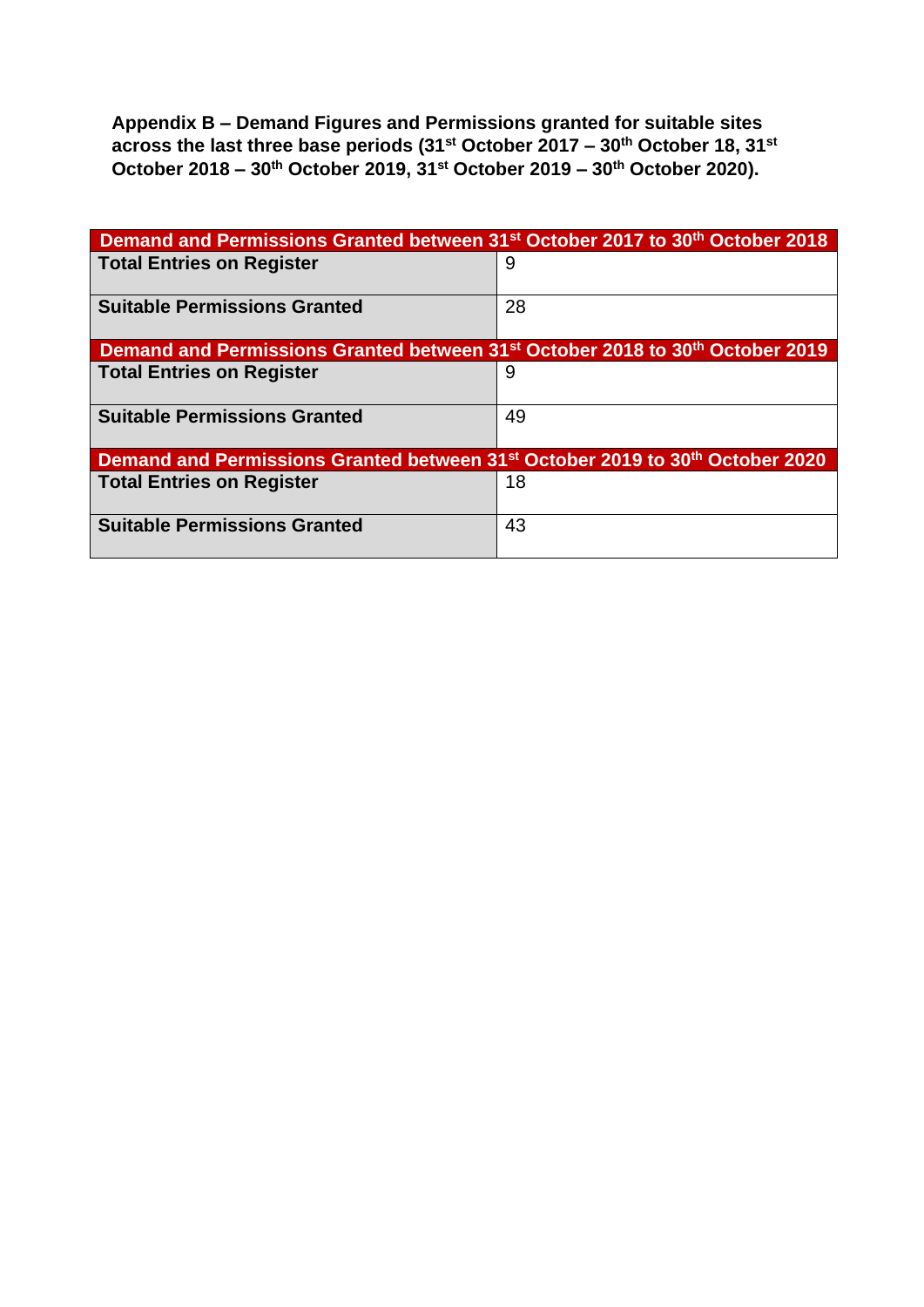**Appendix B – Demand Figures and Permissions granted for suitable sites across the last three base periods (31st October 2017 – 30th October 18, 31st October 2018 – 30th October 2019, 31st October 2019 – 30th October 2020).**

| Demand and Permissions Granted between 31st October 2017 to 30th October 2018 | |
|---|---|
| **Total Entries on Register** | 9 |
| **Suitable Permissions Granted** | 28 |
| **Demand and Permissions Granted between 31st October 2018 to 30th October 2019** | |
| **Total Entries on Register** | 9 |
| **Suitable Permissions Granted** | 49 |
| **Demand and Permissions Granted between 31st October 2019 to 30th October 2020** | |
| **Total Entries on Register** | 18 |
| **Suitable Permissions Granted** | 43 |